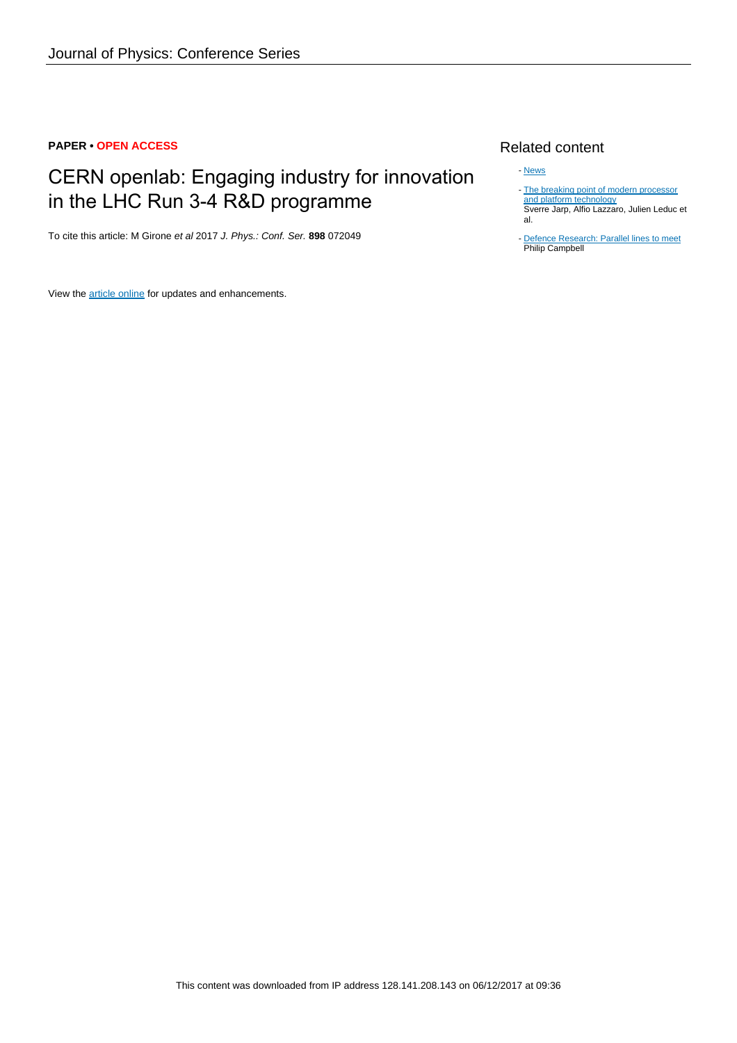**PAPER • OPEN ACCESS**

# CERN openlab: Engaging industry for innovation in the LHC Run 3-4 R&D programme

To cite this article: M Girone *et al* 2017 *J. Phys.: Conf. Ser.* **898** 072049

View the article online for updates and enhancements.

## Related content

- News
- The breaking point of modern processor and platform technology
  Sverre Jarp, Alfio Lazzaro, Julien Leduc et al.
- Defence Research: Parallel lines to meet
  Philip Campbell

This content was downloaded from IP address 128.141.208.143 on 06/12/2017 at 09:36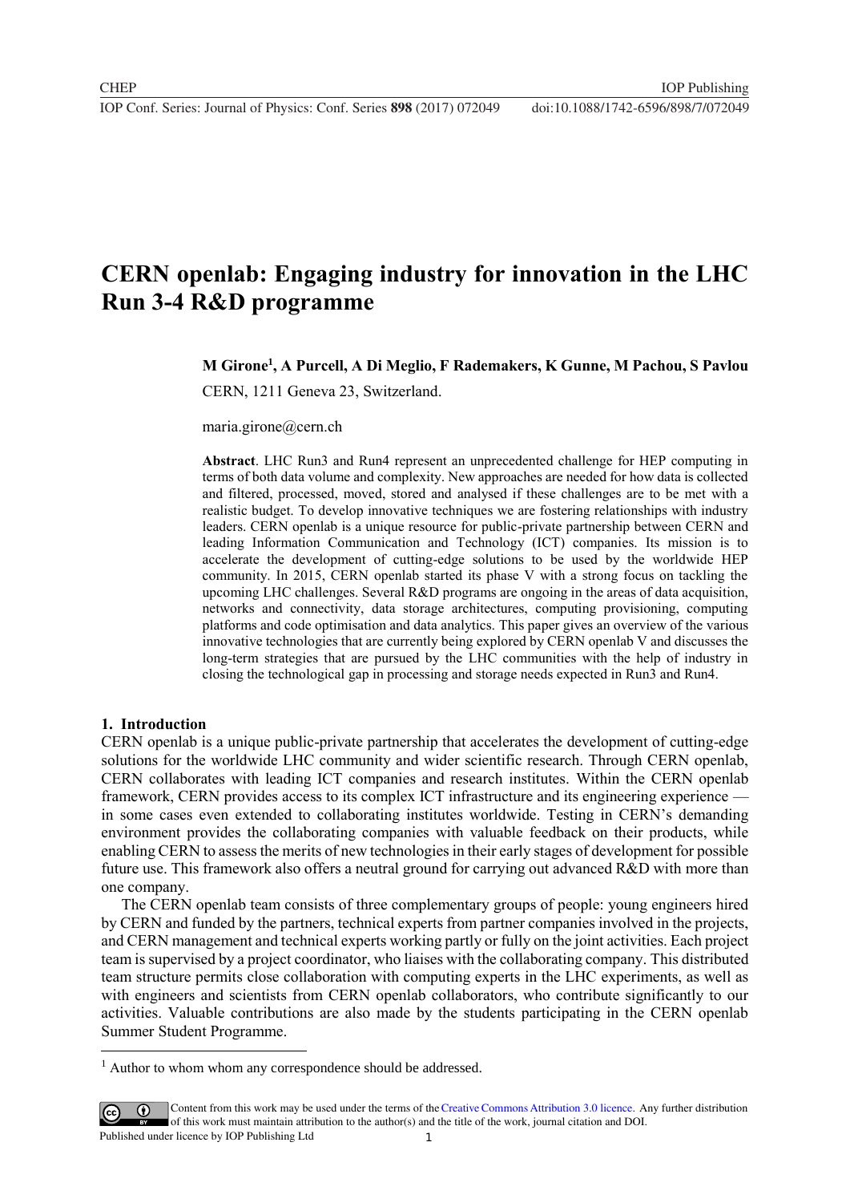# CERN openlab: Engaging industry for innovation in the LHC Run 3-4 R&D programme

**M Girone[1], A Purcell, A Di Meglio, F Rademakers, K Gunne, M Pachou, S Pavlou**

CERN, 1211 Geneva 23, Switzerland.

maria.girone@cern.ch

**Abstract**. LHC Run3 and Run4 represent an unprecedented challenge for HEP computing in terms of both data volume and complexity. New approaches are needed for how data is collected and filtered, processed, moved, stored and analysed if these challenges are to be met with a realistic budget. To develop innovative techniques we are fostering relationships with industry leaders. CERN openlab is a unique resource for public-private partnership between CERN and leading Information Communication and Technology (ICT) companies. Its mission is to accelerate the development of cutting-edge solutions to be used by the worldwide HEP community. In 2015, CERN openlab started its phase V with a strong focus on tackling the upcoming LHC challenges. Several R&D programs are ongoing in the areas of data acquisition, networks and connectivity, data storage architectures, computing provisioning, computing platforms and code optimisation and data analytics. This paper gives an overview of the various innovative technologies that are currently being explored by CERN openlab V and discusses the long-term strategies that are pursued by the LHC communities with the help of industry in closing the technological gap in processing and storage needs expected in Run3 and Run4.

## 1. Introduction

CERN openlab is a unique public-private partnership that accelerates the development of cutting-edge solutions for the worldwide LHC community and wider scientific research. Through CERN openlab, CERN collaborates with leading ICT companies and research institutes. Within the CERN openlab framework, CERN provides access to its complex ICT infrastructure and its engineering experience — in some cases even extended to collaborating institutes worldwide. Testing in CERN's demanding environment provides the collaborating companies with valuable feedback on their products, while enabling CERN to assess the merits of new technologies in their early stages of development for possible future use. This framework also offers a neutral ground for carrying out advanced R&D with more than one company.

The CERN openlab team consists of three complementary groups of people: young engineers hired by CERN and funded by the partners, technical experts from partner companies involved in the projects, and CERN management and technical experts working partly or fully on the joint activities. Each project team is supervised by a project coordinator, who liaises with the collaborating company. This distributed team structure permits close collaboration with computing experts in the LHC experiments, as well as with engineers and scientists from CERN openlab collaborators, who contribute significantly to our activities. Valuable contributions are also made by the students participating in the CERN openlab Summer Student Programme.

[1] Author to whom whom any correspondence should be addressed.

Content from this work may be used under the terms of the Creative Commons Attribution 3.0 licence. Any further distribution of this work must maintain attribution to the author(s) and the title of the work, journal citation and DOI.
Published under licence by IOP Publishing Ltd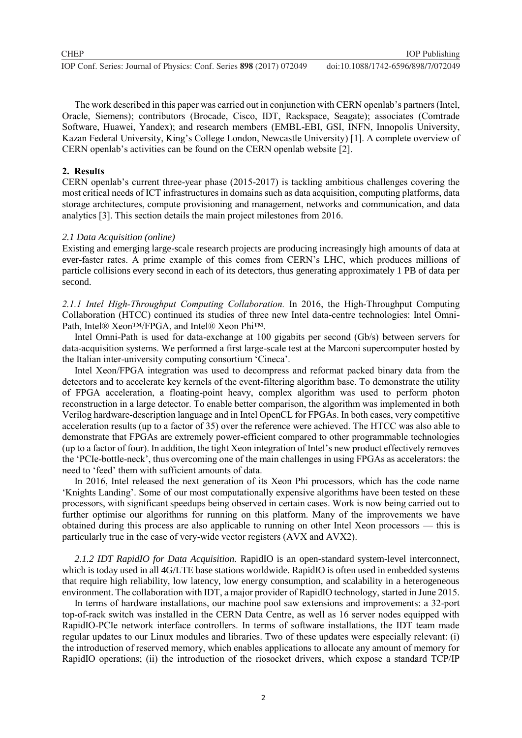The work described in this paper was carried out in conjunction with CERN openlab's partners (Intel, Oracle, Siemens); contributors (Brocade, Cisco, IDT, Rackspace, Seagate); associates (Comtrade Software, Huawei, Yandex); and research members (EMBL-EBI, GSI, INFN, Innopolis University, Kazan Federal University, King's College London, Newcastle University) [1]. A complete overview of CERN openlab's activities can be found on the CERN openlab website [2].

## 2. Results

CERN openlab's current three-year phase (2015-2017) is tackling ambitious challenges covering the most critical needs of ICT infrastructures in domains such as data acquisition, computing platforms, data storage architectures, compute provisioning and management, networks and communication, and data analytics [3]. This section details the main project milestones from 2016.

### *2.1 Data Acquisition (online)*

Existing and emerging large-scale research projects are producing increasingly high amounts of data at ever-faster rates. A prime example of this comes from CERN's LHC, which produces millions of particle collisions every second in each of its detectors, thus generating approximately 1 PB of data per second.

*2.1.1 Intel High-Throughput Computing Collaboration.* In 2016, the High-Throughput Computing Collaboration (HTCC) continued its studies of three new Intel data-centre technologies: Intel Omni-Path, Intel® Xeon™/FPGA, and Intel® Xeon Phi™.

Intel Omni-Path is used for data-exchange at 100 gigabits per second (Gb/s) between servers for data-acquisition systems. We performed a first large-scale test at the Marconi supercomputer hosted by the Italian inter-university computing consortium 'Cineca'.

Intel Xeon/FPGA integration was used to decompress and reformat packed binary data from the detectors and to accelerate key kernels of the event-filtering algorithm base. To demonstrate the utility of FPGA acceleration, a floating-point heavy, complex algorithm was used to perform photon reconstruction in a large detector. To enable better comparison, the algorithm was implemented in both Verilog hardware-description language and in Intel OpenCL for FPGAs. In both cases, very competitive acceleration results (up to a factor of 35) over the reference were achieved. The HTCC was also able to demonstrate that FPGAs are extremely power-efficient compared to other programmable technologies (up to a factor of four). In addition, the tight Xeon integration of Intel's new product effectively removes the 'PCIe-bottle-neck', thus overcoming one of the main challenges in using FPGAs as accelerators: the need to 'feed' them with sufficient amounts of data.

In 2016, Intel released the next generation of its Xeon Phi processors, which has the code name 'Knights Landing'. Some of our most computationally expensive algorithms have been tested on these processors, with significant speedups being observed in certain cases. Work is now being carried out to further optimise our algorithms for running on this platform. Many of the improvements we have obtained during this process are also applicable to running on other Intel Xeon processors — this is particularly true in the case of very-wide vector registers (AVX and AVX2).

*2.1.2 IDT RapidIO for Data Acquisition.* RapidIO is an open-standard system-level interconnect, which is today used in all 4G/LTE base stations worldwide. RapidIO is often used in embedded systems that require high reliability, low latency, low energy consumption, and scalability in a heterogeneous environment. The collaboration with IDT, a major provider of RapidIO technology, started in June 2015.

In terms of hardware installations, our machine pool saw extensions and improvements: a 32-port top-of-rack switch was installed in the CERN Data Centre, as well as 16 server nodes equipped with RapidIO-PCIe network interface controllers. In terms of software installations, the IDT team made regular updates to our Linux modules and libraries. Two of these updates were especially relevant: (i) the introduction of reserved memory, which enables applications to allocate any amount of memory for RapidIO operations; (ii) the introduction of the riosocket drivers, which expose a standard TCP/IP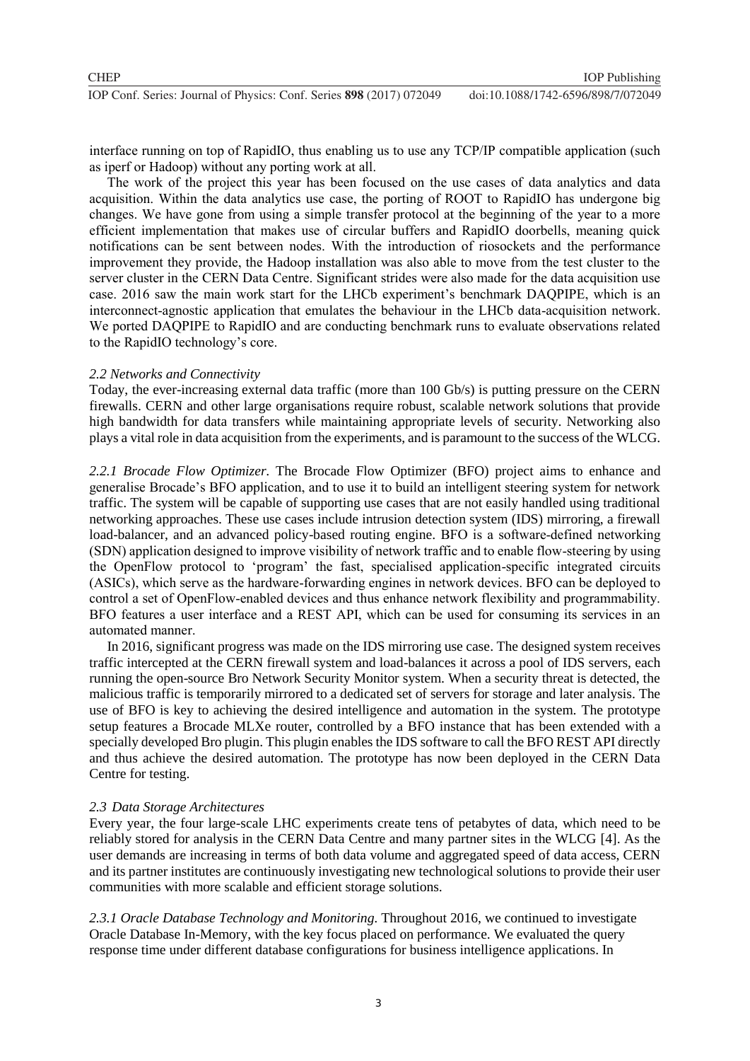interface running on top of RapidIO, thus enabling us to use any TCP/IP compatible application (such as iperf or Hadoop) without any porting work at all.

The work of the project this year has been focused on the use cases of data analytics and data acquisition. Within the data analytics use case, the porting of ROOT to RapidIO has undergone big changes. We have gone from using a simple transfer protocol at the beginning of the year to a more efficient implementation that makes use of circular buffers and RapidIO doorbells, meaning quick notifications can be sent between nodes. With the introduction of riosockets and the performance improvement they provide, the Hadoop installation was also able to move from the test cluster to the server cluster in the CERN Data Centre. Significant strides were also made for the data acquisition use case. 2016 saw the main work start for the LHCb experiment's benchmark DAQPIPE, which is an interconnect-agnostic application that emulates the behaviour in the LHCb data-acquisition network. We ported DAQPIPE to RapidIO and are conducting benchmark runs to evaluate observations related to the RapidIO technology's core.

### *2.2 Networks and Connectivity*

Today, the ever-increasing external data traffic (more than 100 Gb/s) is putting pressure on the CERN firewalls. CERN and other large organisations require robust, scalable network solutions that provide high bandwidth for data transfers while maintaining appropriate levels of security. Networking also plays a vital role in data acquisition from the experiments, and is paramount to the success of the WLCG.

*2.2.1 Brocade Flow Optimizer.* The Brocade Flow Optimizer (BFO) project aims to enhance and generalise Brocade's BFO application, and to use it to build an intelligent steering system for network traffic. The system will be capable of supporting use cases that are not easily handled using traditional networking approaches. These use cases include intrusion detection system (IDS) mirroring, a firewall load-balancer, and an advanced policy-based routing engine. BFO is a software-defined networking (SDN) application designed to improve visibility of network traffic and to enable flow-steering by using the OpenFlow protocol to 'program' the fast, specialised application-specific integrated circuits (ASICs), which serve as the hardware-forwarding engines in network devices. BFO can be deployed to control a set of OpenFlow-enabled devices and thus enhance network flexibility and programmability. BFO features a user interface and a REST API, which can be used for consuming its services in an automated manner.

In 2016, significant progress was made on the IDS mirroring use case. The designed system receives traffic intercepted at the CERN firewall system and load-balances it across a pool of IDS servers, each running the open-source Bro Network Security Monitor system. When a security threat is detected, the malicious traffic is temporarily mirrored to a dedicated set of servers for storage and later analysis. The use of BFO is key to achieving the desired intelligence and automation in the system. The prototype setup features a Brocade MLXe router, controlled by a BFO instance that has been extended with a specially developed Bro plugin. This plugin enables the IDS software to call the BFO REST API directly and thus achieve the desired automation. The prototype has now been deployed in the CERN Data Centre for testing.

### *2.3 Data Storage Architectures*

Every year, the four large-scale LHC experiments create tens of petabytes of data, which need to be reliably stored for analysis in the CERN Data Centre and many partner sites in the WLCG [4]. As the user demands are increasing in terms of both data volume and aggregated speed of data access, CERN and its partner institutes are continuously investigating new technological solutions to provide their user communities with more scalable and efficient storage solutions.

*2.3.1 Oracle Database Technology and Monitoring.* Throughout 2016, we continued to investigate Oracle Database In-Memory, with the key focus placed on performance. We evaluated the query response time under different database configurations for business intelligence applications. In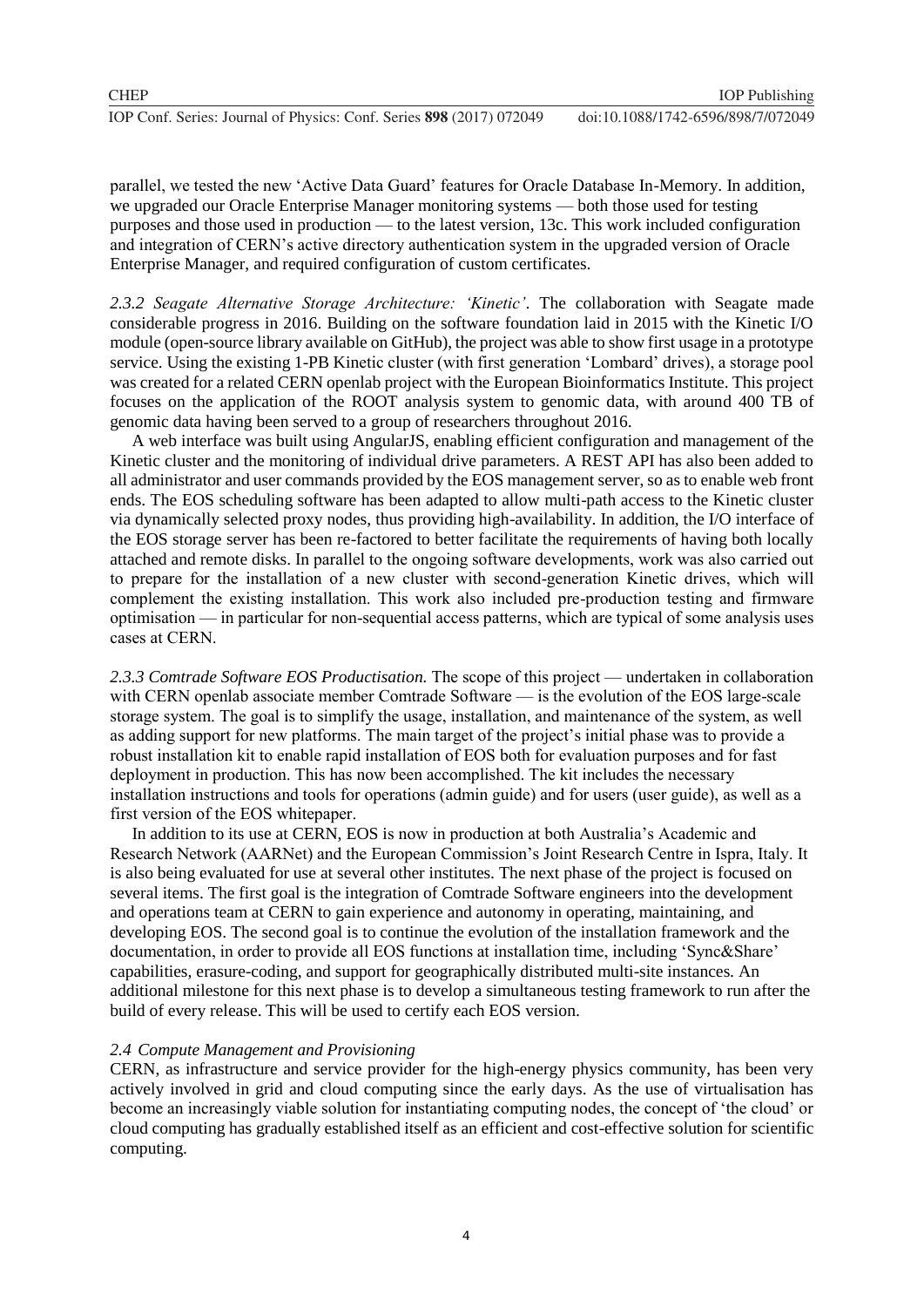parallel, we tested the new 'Active Data Guard' features for Oracle Database In-Memory. In addition, we upgraded our Oracle Enterprise Manager monitoring systems — both those used for testing purposes and those used in production — to the latest version, 13c. This work included configuration and integration of CERN's active directory authentication system in the upgraded version of Oracle Enterprise Manager, and required configuration of custom certificates.

*2.3.2 Seagate Alternative Storage Architecture: 'Kinetic'.* The collaboration with Seagate made considerable progress in 2016. Building on the software foundation laid in 2015 with the Kinetic I/O module (open-source library available on GitHub), the project was able to show first usage in a prototype service. Using the existing 1-PB Kinetic cluster (with first generation 'Lombard' drives), a storage pool was created for a related CERN openlab project with the European Bioinformatics Institute. This project focuses on the application of the ROOT analysis system to genomic data, with around 400 TB of genomic data having been served to a group of researchers throughout 2016.

A web interface was built using AngularJS, enabling efficient configuration and management of the Kinetic cluster and the monitoring of individual drive parameters. A REST API has also been added to all administrator and user commands provided by the EOS management server, so as to enable web front ends. The EOS scheduling software has been adapted to allow multi-path access to the Kinetic cluster via dynamically selected proxy nodes, thus providing high-availability. In addition, the I/O interface of the EOS storage server has been re-factored to better facilitate the requirements of having both locally attached and remote disks. In parallel to the ongoing software developments, work was also carried out to prepare for the installation of a new cluster with second-generation Kinetic drives, which will complement the existing installation. This work also included pre-production testing and firmware optimisation — in particular for non-sequential access patterns, which are typical of some analysis uses cases at CERN.

*2.3.3 Comtrade Software EOS Productisation.* The scope of this project — undertaken in collaboration with CERN openlab associate member Comtrade Software — is the evolution of the EOS large-scale storage system. The goal is to simplify the usage, installation, and maintenance of the system, as well as adding support for new platforms. The main target of the project's initial phase was to provide a robust installation kit to enable rapid installation of EOS both for evaluation purposes and for fast deployment in production. This has now been accomplished. The kit includes the necessary installation instructions and tools for operations (admin guide) and for users (user guide), as well as a first version of the EOS whitepaper.

In addition to its use at CERN, EOS is now in production at both Australia's Academic and Research Network (AARNet) and the European Commission's Joint Research Centre in Ispra, Italy. It is also being evaluated for use at several other institutes. The next phase of the project is focused on several items. The first goal is the integration of Comtrade Software engineers into the development and operations team at CERN to gain experience and autonomy in operating, maintaining, and developing EOS. The second goal is to continue the evolution of the installation framework and the documentation, in order to provide all EOS functions at installation time, including 'Sync&Share' capabilities, erasure-coding, and support for geographically distributed multi-site instances. An additional milestone for this next phase is to develop a simultaneous testing framework to run after the build of every release. This will be used to certify each EOS version.

### 2.4 Compute Management and Provisioning

CERN, as infrastructure and service provider for the high-energy physics community, has been very actively involved in grid and cloud computing since the early days. As the use of virtualisation has become an increasingly viable solution for instantiating computing nodes, the concept of 'the cloud' or cloud computing has gradually established itself as an efficient and cost-effective solution for scientific computing.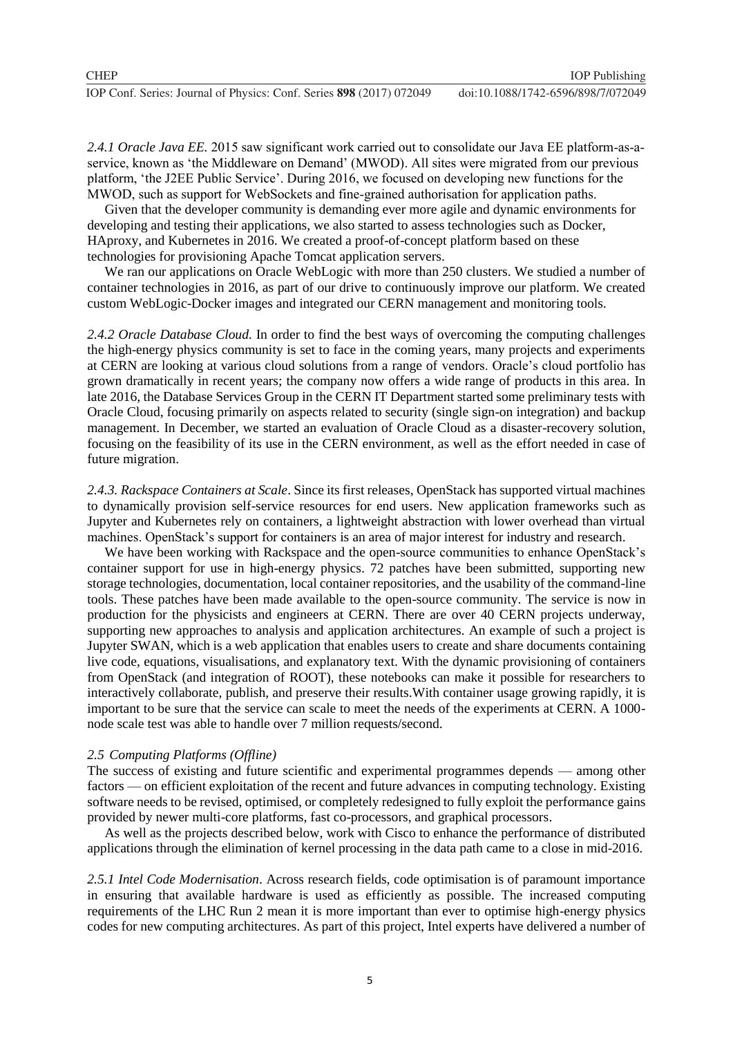*2.4.1 Oracle Java EE.* 2015 saw significant work carried out to consolidate our Java EE platform-as-a-service, known as 'the Middleware on Demand' (MWOD). All sites were migrated from our previous platform, 'the J2EE Public Service'. During 2016, we focused on developing new functions for the MWOD, such as support for WebSockets and fine-grained authorisation for application paths.

Given that the developer community is demanding ever more agile and dynamic environments for developing and testing their applications, we also started to assess technologies such as Docker, HAproxy, and Kubernetes in 2016. We created a proof-of-concept platform based on these technologies for provisioning Apache Tomcat application servers.

We ran our applications on Oracle WebLogic with more than 250 clusters. We studied a number of container technologies in 2016, as part of our drive to continuously improve our platform. We created custom WebLogic-Docker images and integrated our CERN management and monitoring tools.

*2.4.2 Oracle Database Cloud.* In order to find the best ways of overcoming the computing challenges the high-energy physics community is set to face in the coming years, many projects and experiments at CERN are looking at various cloud solutions from a range of vendors. Oracle's cloud portfolio has grown dramatically in recent years; the company now offers a wide range of products in this area. In late 2016, the Database Services Group in the CERN IT Department started some preliminary tests with Oracle Cloud, focusing primarily on aspects related to security (single sign-on integration) and backup management. In December, we started an evaluation of Oracle Cloud as a disaster-recovery solution, focusing on the feasibility of its use in the CERN environment, as well as the effort needed in case of future migration.

*2.4.3. Rackspace Containers at Scale*. Since its first releases, OpenStack has supported virtual machines to dynamically provision self-service resources for end users. New application frameworks such as Jupyter and Kubernetes rely on containers, a lightweight abstraction with lower overhead than virtual machines. OpenStack's support for containers is an area of major interest for industry and research.

We have been working with Rackspace and the open-source communities to enhance OpenStack's container support for use in high-energy physics. 72 patches have been submitted, supporting new storage technologies, documentation, local container repositories, and the usability of the command-line tools. These patches have been made available to the open-source community. The service is now in production for the physicists and engineers at CERN. There are over 40 CERN projects underway, supporting new approaches to analysis and application architectures. An example of such a project is Jupyter SWAN, which is a web application that enables users to create and share documents containing live code, equations, visualisations, and explanatory text. With the dynamic provisioning of containers from OpenStack (and integration of ROOT), these notebooks can make it possible for researchers to interactively collaborate, publish, and preserve their results.With container usage growing rapidly, it is important to be sure that the service can scale to meet the needs of the experiments at CERN. A 1000-node scale test was able to handle over 7 million requests/second.

### *2.5 Computing Platforms (Offline)*

The success of existing and future scientific and experimental programmes depends — among other factors — on efficient exploitation of the recent and future advances in computing technology. Existing software needs to be revised, optimised, or completely redesigned to fully exploit the performance gains provided by newer multi-core platforms, fast co-processors, and graphical processors.

As well as the projects described below, work with Cisco to enhance the performance of distributed applications through the elimination of kernel processing in the data path came to a close in mid-2016.

*2.5.1 Intel Code Modernisation*. Across research fields, code optimisation is of paramount importance in ensuring that available hardware is used as efficiently as possible. The increased computing requirements of the LHC Run 2 mean it is more important than ever to optimise high-energy physics codes for new computing architectures. As part of this project, Intel experts have delivered a number of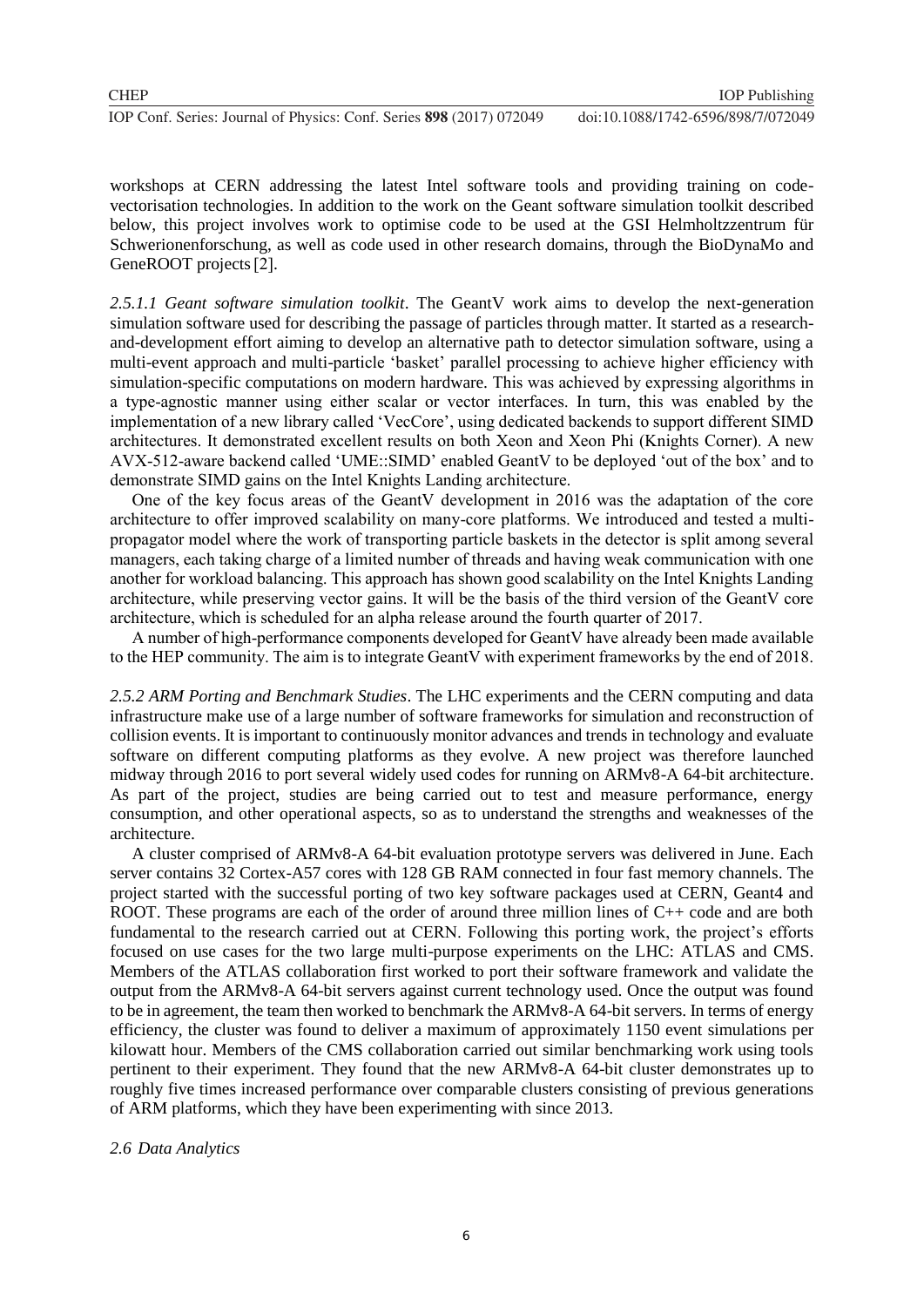workshops at CERN addressing the latest Intel software tools and providing training on code-vectorisation technologies. In addition to the work on the Geant software simulation toolkit described below, this project involves work to optimise code to be used at the GSI Helmholtzzentrum für Schwerionenforschung, as well as code used in other research domains, through the BioDynaMo and GeneROOT projects [2].

*2.5.1.1 Geant software simulation toolkit*. The GeantV work aims to develop the next-generation simulation software used for describing the passage of particles through matter. It started as a research-and-development effort aiming to develop an alternative path to detector simulation software, using a multi-event approach and multi-particle 'basket' parallel processing to achieve higher efficiency with simulation-specific computations on modern hardware. This was achieved by expressing algorithms in a type-agnostic manner using either scalar or vector interfaces. In turn, this was enabled by the implementation of a new library called 'VecCore', using dedicated backends to support different SIMD architectures. It demonstrated excellent results on both Xeon and Xeon Phi (Knights Corner). A new AVX-512-aware backend called 'UME::SIMD' enabled GeantV to be deployed 'out of the box' and to demonstrate SIMD gains on the Intel Knights Landing architecture.

One of the key focus areas of the GeantV development in 2016 was the adaptation of the core architecture to offer improved scalability on many-core platforms. We introduced and tested a multi-propagator model where the work of transporting particle baskets in the detector is split among several managers, each taking charge of a limited number of threads and having weak communication with one another for workload balancing. This approach has shown good scalability on the Intel Knights Landing architecture, while preserving vector gains. It will be the basis of the third version of the GeantV core architecture, which is scheduled for an alpha release around the fourth quarter of 2017.

A number of high-performance components developed for GeantV have already been made available to the HEP community. The aim is to integrate GeantV with experiment frameworks by the end of 2018.

*2.5.2 ARM Porting and Benchmark Studies*. The LHC experiments and the CERN computing and data infrastructure make use of a large number of software frameworks for simulation and reconstruction of collision events. It is important to continuously monitor advances and trends in technology and evaluate software on different computing platforms as they evolve. A new project was therefore launched midway through 2016 to port several widely used codes for running on ARMv8-A 64-bit architecture. As part of the project, studies are being carried out to test and measure performance, energy consumption, and other operational aspects, so as to understand the strengths and weaknesses of the architecture.

A cluster comprised of ARMv8-A 64-bit evaluation prototype servers was delivered in June. Each server contains 32 Cortex-A57 cores with 128 GB RAM connected in four fast memory channels. The project started with the successful porting of two key software packages used at CERN, Geant4 and ROOT. These programs are each of the order of around three million lines of C++ code and are both fundamental to the research carried out at CERN. Following this porting work, the project's efforts focused on use cases for the two large multi-purpose experiments on the LHC: ATLAS and CMS. Members of the ATLAS collaboration first worked to port their software framework and validate the output from the ARMv8-A 64-bit servers against current technology used. Once the output was found to be in agreement, the team then worked to benchmark the ARMv8-A 64-bit servers. In terms of energy efficiency, the cluster was found to deliver a maximum of approximately 1150 event simulations per kilowatt hour. Members of the CMS collaboration carried out similar benchmarking work using tools pertinent to their experiment. They found that the new ARMv8-A 64-bit cluster demonstrates up to roughly five times increased performance over comparable clusters consisting of previous generations of ARM platforms, which they have been experimenting with since 2013.

*2.6 Data Analytics*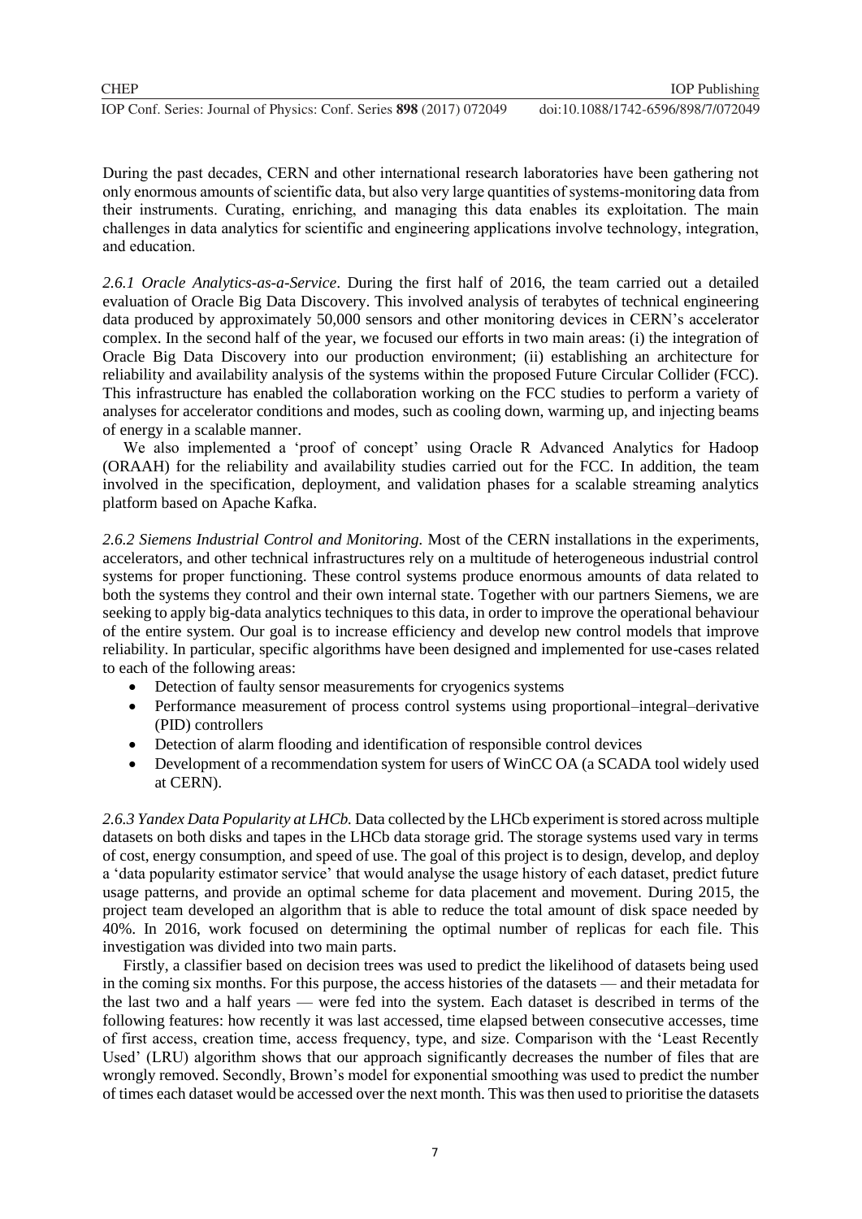During the past decades, CERN and other international research laboratories have been gathering not only enormous amounts of scientific data, but also very large quantities of systems-monitoring data from their instruments. Curating, enriching, and managing this data enables its exploitation. The main challenges in data analytics for scientific and engineering applications involve technology, integration, and education.

*2.6.1 Oracle Analytics-as-a-Service*. During the first half of 2016, the team carried out a detailed evaluation of Oracle Big Data Discovery. This involved analysis of terabytes of technical engineering data produced by approximately 50,000 sensors and other monitoring devices in CERN's accelerator complex. In the second half of the year, we focused our efforts in two main areas: (i) the integration of Oracle Big Data Discovery into our production environment; (ii) establishing an architecture for reliability and availability analysis of the systems within the proposed Future Circular Collider (FCC). This infrastructure has enabled the collaboration working on the FCC studies to perform a variety of analyses for accelerator conditions and modes, such as cooling down, warming up, and injecting beams of energy in a scalable manner.

We also implemented a 'proof of concept' using Oracle R Advanced Analytics for Hadoop (ORAAH) for the reliability and availability studies carried out for the FCC. In addition, the team involved in the specification, deployment, and validation phases for a scalable streaming analytics platform based on Apache Kafka.

*2.6.2 Siemens Industrial Control and Monitoring.* Most of the CERN installations in the experiments, accelerators, and other technical infrastructures rely on a multitude of heterogeneous industrial control systems for proper functioning. These control systems produce enormous amounts of data related to both the systems they control and their own internal state. Together with our partners Siemens, we are seeking to apply big-data analytics techniques to this data, in order to improve the operational behaviour of the entire system. Our goal is to increase efficiency and develop new control models that improve reliability. In particular, specific algorithms have been designed and implemented for use-cases related to each of the following areas:

- Detection of faulty sensor measurements for cryogenics systems
- Performance measurement of process control systems using proportional–integral–derivative (PID) controllers
- Detection of alarm flooding and identification of responsible control devices
- Development of a recommendation system for users of WinCC OA (a SCADA tool widely used at CERN).

*2.6.3 Yandex Data Popularity at LHCb.* Data collected by the LHCb experiment is stored across multiple datasets on both disks and tapes in the LHCb data storage grid. The storage systems used vary in terms of cost, energy consumption, and speed of use. The goal of this project is to design, develop, and deploy a 'data popularity estimator service' that would analyse the usage history of each dataset, predict future usage patterns, and provide an optimal scheme for data placement and movement. During 2015, the project team developed an algorithm that is able to reduce the total amount of disk space needed by 40%. In 2016, work focused on determining the optimal number of replicas for each file. This investigation was divided into two main parts.

Firstly, a classifier based on decision trees was used to predict the likelihood of datasets being used in the coming six months. For this purpose, the access histories of the datasets — and their metadata for the last two and a half years — were fed into the system. Each dataset is described in terms of the following features: how recently it was last accessed, time elapsed between consecutive accesses, time of first access, creation time, access frequency, type, and size. Comparison with the 'Least Recently Used' (LRU) algorithm shows that our approach significantly decreases the number of files that are wrongly removed. Secondly, Brown's model for exponential smoothing was used to predict the number of times each dataset would be accessed over the next month. This was then used to prioritise the datasets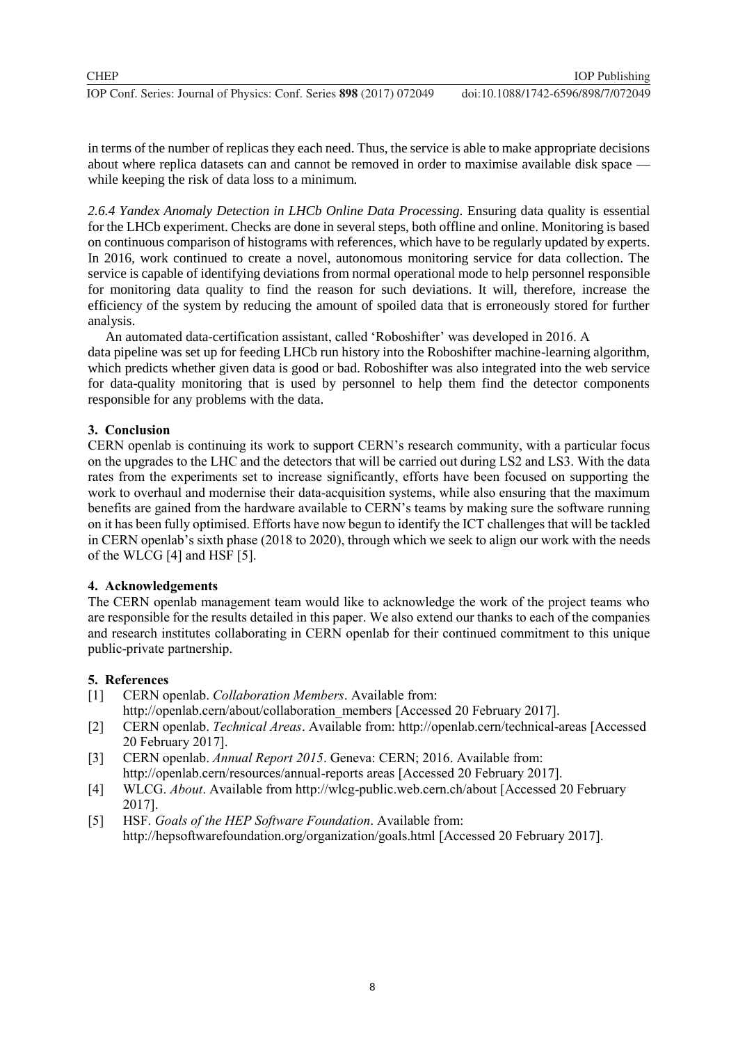in terms of the number of replicas they each need. Thus, the service is able to make appropriate decisions about where replica datasets can and cannot be removed in order to maximise available disk space — while keeping the risk of data loss to a minimum.

*2.6.4 Yandex Anomaly Detection in LHCb Online Data Processing*. Ensuring data quality is essential for the LHCb experiment. Checks are done in several steps, both offline and online. Monitoring is based on continuous comparison of histograms with references, which have to be regularly updated by experts. In 2016, work continued to create a novel, autonomous monitoring service for data collection. The service is capable of identifying deviations from normal operational mode to help personnel responsible for monitoring data quality to find the reason for such deviations. It will, therefore, increase the efficiency of the system by reducing the amount of spoiled data that is erroneously stored for further analysis.

An automated data-certification assistant, called 'Roboshifter' was developed in 2016. A data pipeline was set up for feeding LHCb run history into the Roboshifter machine-learning algorithm, which predicts whether given data is good or bad. Roboshifter was also integrated into the web service for data-quality monitoring that is used by personnel to help them find the detector components responsible for any problems with the data.

## 3. Conclusion

CERN openlab is continuing its work to support CERN's research community, with a particular focus on the upgrades to the LHC and the detectors that will be carried out during LS2 and LS3. With the data rates from the experiments set to increase significantly, efforts have been focused on supporting the work to overhaul and modernise their data-acquisition systems, while also ensuring that the maximum benefits are gained from the hardware available to CERN's teams by making sure the software running on it has been fully optimised. Efforts have now begun to identify the ICT challenges that will be tackled in CERN openlab's sixth phase (2018 to 2020), through which we seek to align our work with the needs of the WLCG [4] and HSF [5].

## 4. Acknowledgements

The CERN openlab management team would like to acknowledge the work of the project teams who are responsible for the results detailed in this paper. We also extend our thanks to each of the companies and research institutes collaborating in CERN openlab for their continued commitment to this unique public-private partnership.

## 5. References

[1] CERN openlab. *Collaboration Members*. Available from: http://openlab.cern/about/collaboration_members [Accessed 20 February 2017].

[2] CERN openlab. *Technical Areas*. Available from: http://openlab.cern/technical-areas [Accessed 20 February 2017].

[3] CERN openlab. *Annual Report 2015*. Geneva: CERN; 2016. Available from: http://openlab.cern/resources/annual-reports areas [Accessed 20 February 2017].

[4] WLCG. *About*. Available from http://wlcg-public.web.cern.ch/about [Accessed 20 February 2017].

[5] HSF. *Goals of the HEP Software Foundation*. Available from: http://hepsoftwarefoundation.org/organization/goals.html [Accessed 20 February 2017].